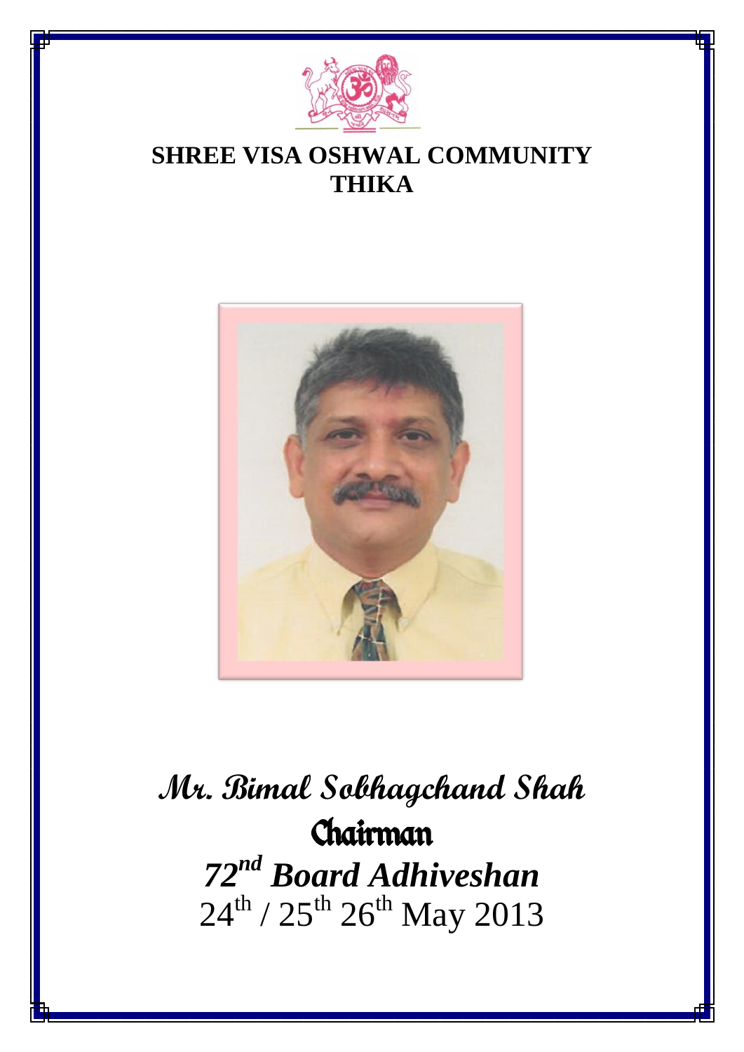# SHREE VISA OSHWAL COMMUNITY
# THIKA

## Mr. Bimal Sobhagchand Shah

## Chairman

## *72nd Board Adhiveshan*

24th / 25th 26th May 2013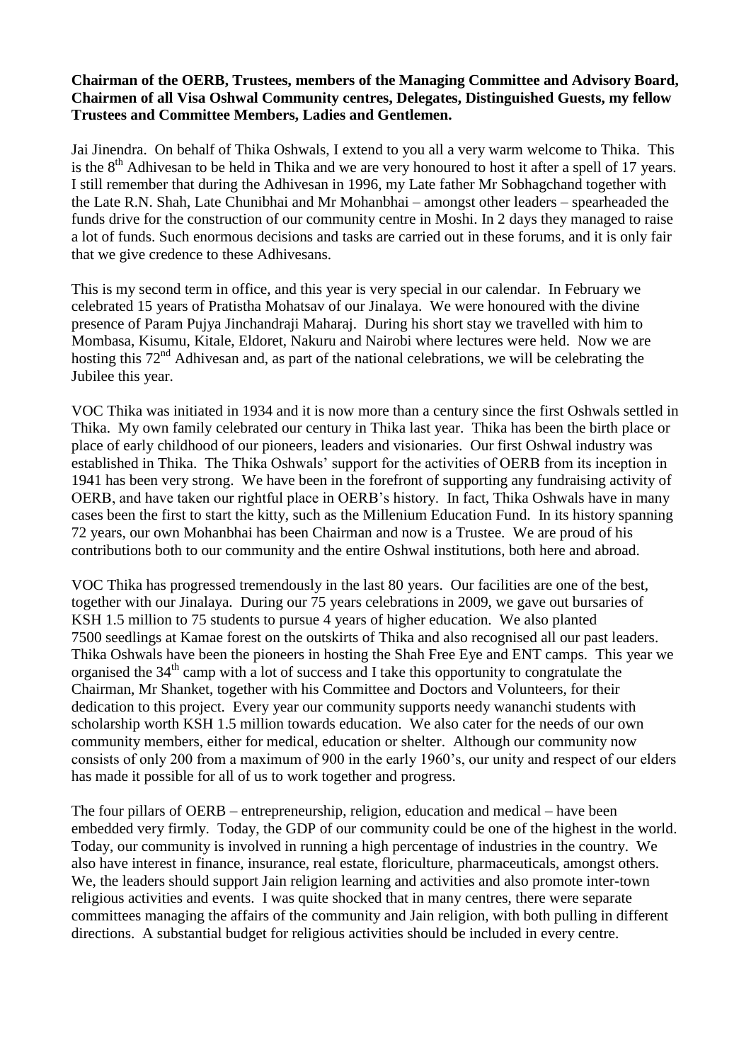**Chairman of the OERB, Trustees, members of the Managing Committee and Advisory Board, Chairmen of all Visa Oshwal Community centres, Delegates, Distinguished Guests, my fellow Trustees and Committee Members, Ladies and Gentlemen.**

Jai Jinendra. On behalf of Thika Oshwals, I extend to you all a very warm welcome to Thika. This is the 8th Adhivesan to be held in Thika and we are very honoured to host it after a spell of 17 years. I still remember that during the Adhivesan in 1996, my Late father Mr Sobhagchand together with the Late R.N. Shah, Late Chunibhai and Mr Mohanbhai – amongst other leaders – spearheaded the funds drive for the construction of our community centre in Moshi. In 2 days they managed to raise a lot of funds. Such enormous decisions and tasks are carried out in these forums, and it is only fair that we give credence to these Adhivesans.

This is my second term in office, and this year is very special in our calendar. In February we celebrated 15 years of Pratistha Mohatsav of our Jinalaya. We were honoured with the divine presence of Param Pujya Jinchandraji Maharaj. During his short stay we travelled with him to Mombasa, Kisumu, Kitale, Eldoret, Nakuru and Nairobi where lectures were held. Now we are hosting this 72nd Adhivesan and, as part of the national celebrations, we will be celebrating the Jubilee this year.

VOC Thika was initiated in 1934 and it is now more than a century since the first Oshwals settled in Thika. My own family celebrated our century in Thika last year. Thika has been the birth place or place of early childhood of our pioneers, leaders and visionaries. Our first Oshwal industry was established in Thika. The Thika Oshwals' support for the activities of OERB from its inception in 1941 has been very strong. We have been in the forefront of supporting any fundraising activity of OERB, and have taken our rightful place in OERB's history. In fact, Thika Oshwals have in many cases been the first to start the kitty, such as the Millenium Education Fund. In its history spanning 72 years, our own Mohanbhai has been Chairman and now is a Trustee. We are proud of his contributions both to our community and the entire Oshwal institutions, both here and abroad.

VOC Thika has progressed tremendously in the last 80 years. Our facilities are one of the best, together with our Jinalaya. During our 75 years celebrations in 2009, we gave out bursaries of KSH 1.5 million to 75 students to pursue 4 years of higher education. We also planted 7500 seedlings at Kamae forest on the outskirts of Thika and also recognised all our past leaders. Thika Oshwals have been the pioneers in hosting the Shah Free Eye and ENT camps. This year we organised the 34th camp with a lot of success and I take this opportunity to congratulate the Chairman, Mr Shanket, together with his Committee and Doctors and Volunteers, for their dedication to this project. Every year our community supports needy wananchi students with scholarship worth KSH 1.5 million towards education. We also cater for the needs of our own community members, either for medical, education or shelter. Although our community now consists of only 200 from a maximum of 900 in the early 1960's, our unity and respect of our elders has made it possible for all of us to work together and progress.

The four pillars of OERB – entrepreneurship, religion, education and medical – have been embedded very firmly. Today, the GDP of our community could be one of the highest in the world. Today, our community is involved in running a high percentage of industries in the country. We also have interest in finance, insurance, real estate, floriculture, pharmaceuticals, amongst others. We, the leaders should support Jain religion learning and activities and also promote inter-town religious activities and events. I was quite shocked that in many centres, there were separate committees managing the affairs of the community and Jain religion, with both pulling in different directions. A substantial budget for religious activities should be included in every centre.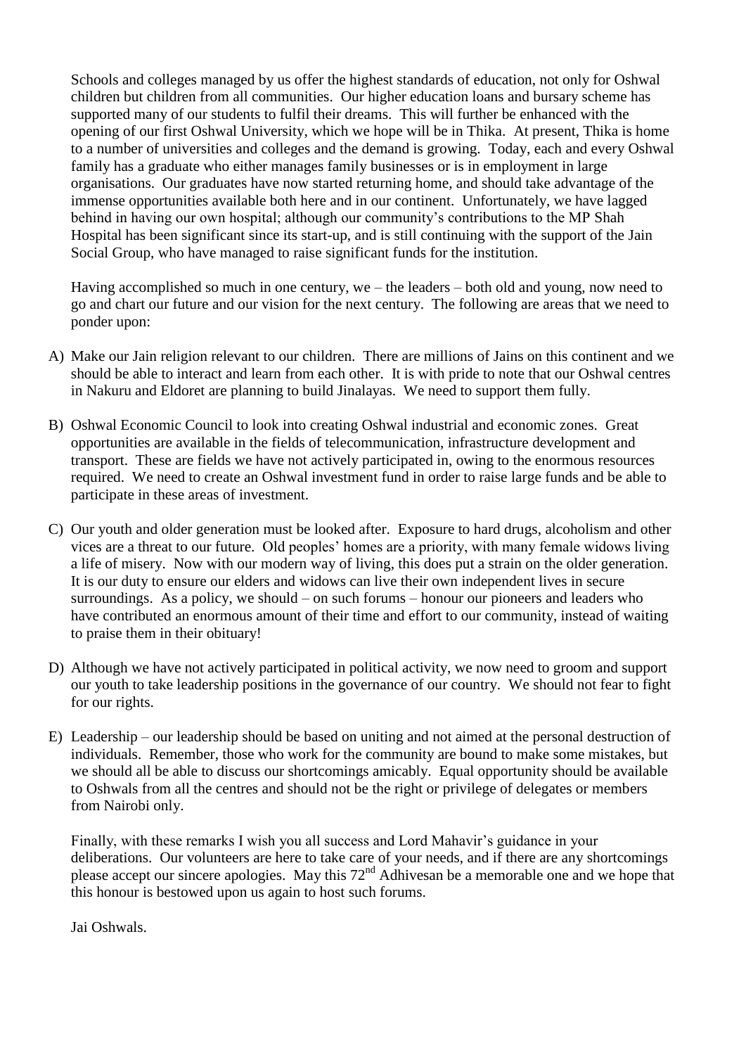Schools and colleges managed by us offer the highest standards of education, not only for Oshwal children but children from all communities. Our higher education loans and bursary scheme has supported many of our students to fulfil their dreams. This will further be enhanced with the opening of our first Oshwal University, which we hope will be in Thika. At present, Thika is home to a number of universities and colleges and the demand is growing. Today, each and every Oshwal family has a graduate who either manages family businesses or is in employment in large organisations. Our graduates have now started returning home, and should take advantage of the immense opportunities available both here and in our continent. Unfortunately, we have lagged behind in having our own hospital; although our community's contributions to the MP Shah Hospital has been significant since its start-up, and is still continuing with the support of the Jain Social Group, who have managed to raise significant funds for the institution.

Having accomplished so much in one century, we – the leaders – both old and young, now need to go and chart our future and our vision for the next century. The following are areas that we need to ponder upon:

A) Make our Jain religion relevant to our children. There are millions of Jains on this continent and we should be able to interact and learn from each other. It is with pride to note that our Oshwal centres in Nakuru and Eldoret are planning to build Jinalayas. We need to support them fully.

B) Oshwal Economic Council to look into creating Oshwal industrial and economic zones. Great opportunities are available in the fields of telecommunication, infrastructure development and transport. These are fields we have not actively participated in, owing to the enormous resources required. We need to create an Oshwal investment fund in order to raise large funds and be able to participate in these areas of investment.

C) Our youth and older generation must be looked after. Exposure to hard drugs, alcoholism and other vices are a threat to our future. Old peoples' homes are a priority, with many female widows living a life of misery. Now with our modern way of living, this does put a strain on the older generation. It is our duty to ensure our elders and widows can live their own independent lives in secure surroundings. As a policy, we should – on such forums – honour our pioneers and leaders who have contributed an enormous amount of their time and effort to our community, instead of waiting to praise them in their obituary!

D) Although we have not actively participated in political activity, we now need to groom and support our youth to take leadership positions in the governance of our country. We should not fear to fight for our rights.

E) Leadership – our leadership should be based on uniting and not aimed at the personal destruction of individuals. Remember, those who work for the community are bound to make some mistakes, but we should all be able to discuss our shortcomings amicably. Equal opportunity should be available to Oshwals from all the centres and should not be the right or privilege of delegates or members from Nairobi only.

Finally, with these remarks I wish you all success and Lord Mahavir's guidance in your deliberations. Our volunteers are here to take care of your needs, and if there are any shortcomings please accept our sincere apologies. May this 72nd Adhivesan be a memorable one and we hope that this honour is bestowed upon us again to host such forums.

Jai Oshwals.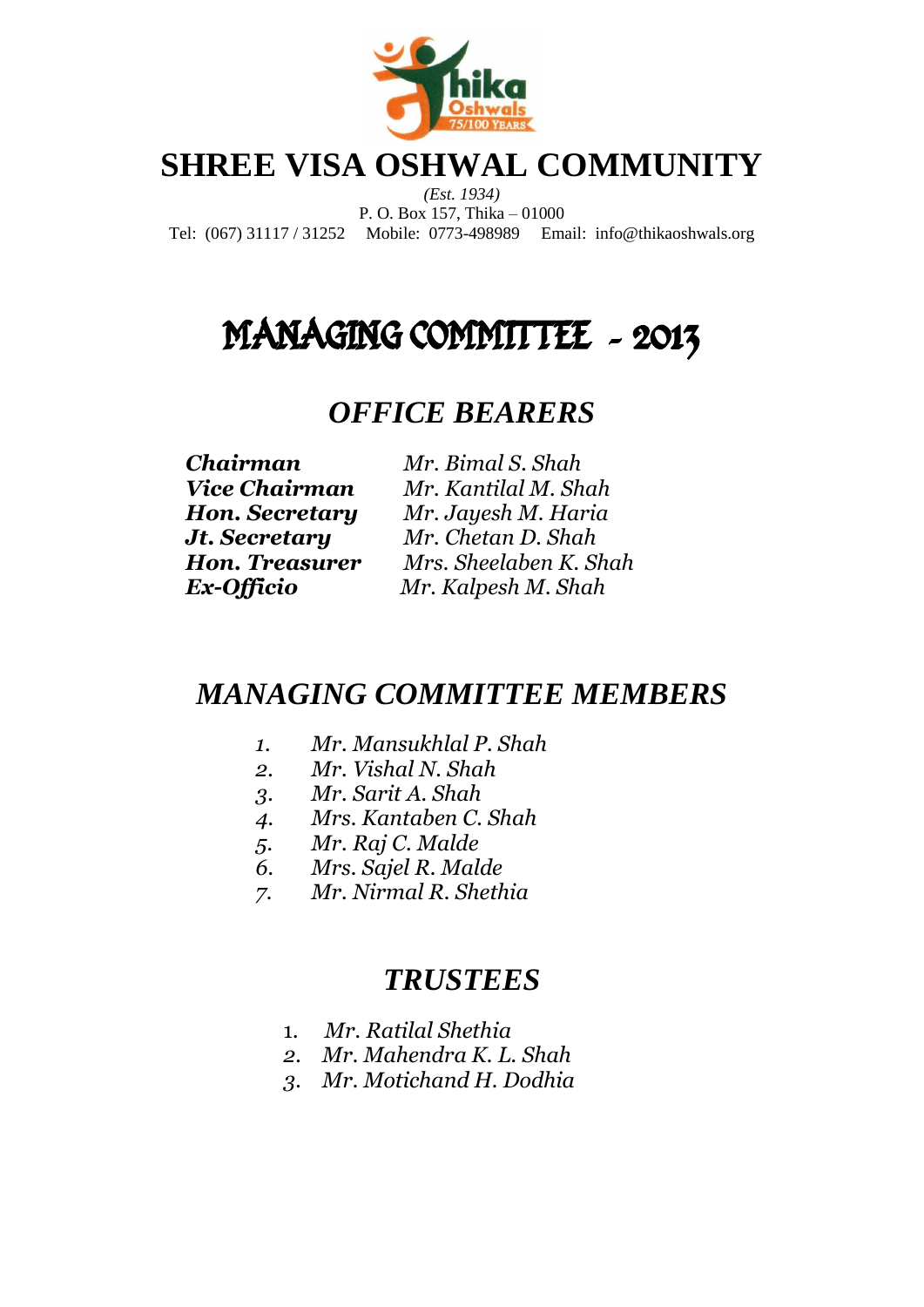# SHREE VISA OSHWAL COMMUNITY

*(Est. 1934)*
P. O. Box 157, Thika – 01000
Tel: (067) 31117 / 31252 Mobile: 0773-498989 Email: info@thikaoshwals.org

# MANAGING COMMITTEE - 2013

## *OFFICE BEARERS*

| | |
|---|---|
| ***Chairman*** | *Mr. Bimal S. Shah* |
| ***Vice Chairman*** | *Mr. Kantilal M. Shah* |
| ***Hon. Secretary*** | *Mr. Jayesh M. Haria* |
| ***Jt. Secretary*** | *Mr. Chetan D. Shah* |
| ***Hon. Treasurer*** | *Mrs. Sheelaben K. Shah* |
| ***Ex-Officio*** | *Mr. Kalpesh M. Shah* |

## *MANAGING COMMITTEE MEMBERS*

1. *Mr. Mansukhlal P. Shah*
2. *Mr. Vishal N. Shah*
3. *Mr. Sarit A. Shah*
4. *Mrs. Kantaben C. Shah*
5. *Mr. Raj C. Malde*
6. *Mrs. Sajel R. Malde*
7. *Mr. Nirmal R. Shethia*

## *TRUSTEES*

1. *Mr. Ratilal Shethia*
2. *Mr. Mahendra K. L. Shah*
3. *Mr. Motichand H. Dodhia*